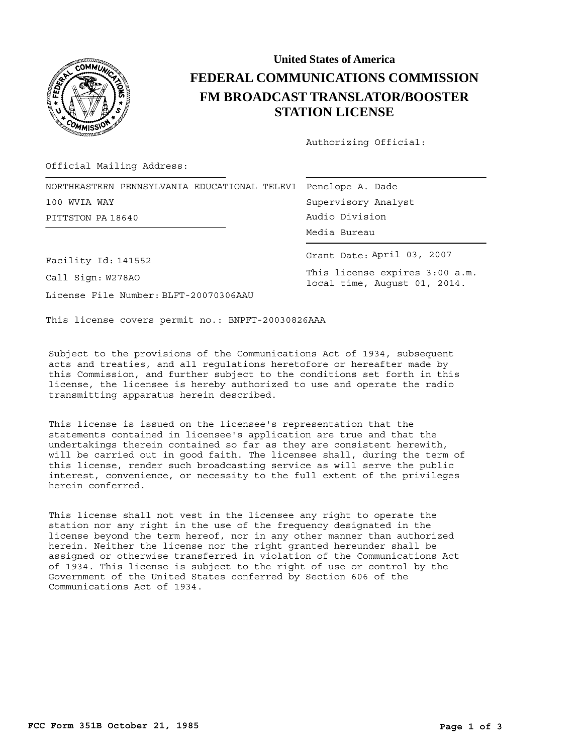**United States of America**

# FEDERAL COMMUNICATIONS COMMISSION

## FM BROADCAST TRANSLATOR/BOOSTER STATION LICENSE

Authorizing Official:

Official Mailing Address:

NORTHEASTERN PENNSYLVANIA EDUCATIONAL TELEVI
100 WVIA WAY
PITTSTON PA 18640

Penelope A. Dade
Supervisory Analyst
Audio Division
Media Bureau

Facility Id: 141552

Call Sign: W278AO

License File Number: BLFT-20070306AAU

Grant Date: April 03, 2007

This license expires 3:00 a.m. local time, August 01, 2014.

This license covers permit no.: BNPFT-20030826AAA

Subject to the provisions of the Communications Act of 1934, subsequent acts and treaties, and all regulations heretofore or hereafter made by this Commission, and further subject to the conditions set forth in this license, the licensee is hereby authorized to use and operate the radio transmitting apparatus herein described.

This license is issued on the licensee's representation that the statements contained in licensee's application are true and that the undertakings therein contained so far as they are consistent herewith, will be carried out in good faith. The licensee shall, during the term of this license, render such broadcasting service as will serve the public interest, convenience, or necessity to the full extent of the privileges herein conferred.

This license shall not vest in the licensee any right to operate the station nor any right in the use of the frequency designated in the license beyond the term hereof, nor in any other manner than authorized herein. Neither the license nor the right granted hereunder shall be assigned or otherwise transferred in violation of the Communications Act of 1934. This license is subject to the right of use or control by the Government of the United States conferred by Section 606 of the Communications Act of 1934.

**FCC Form 351B October 21, 1985**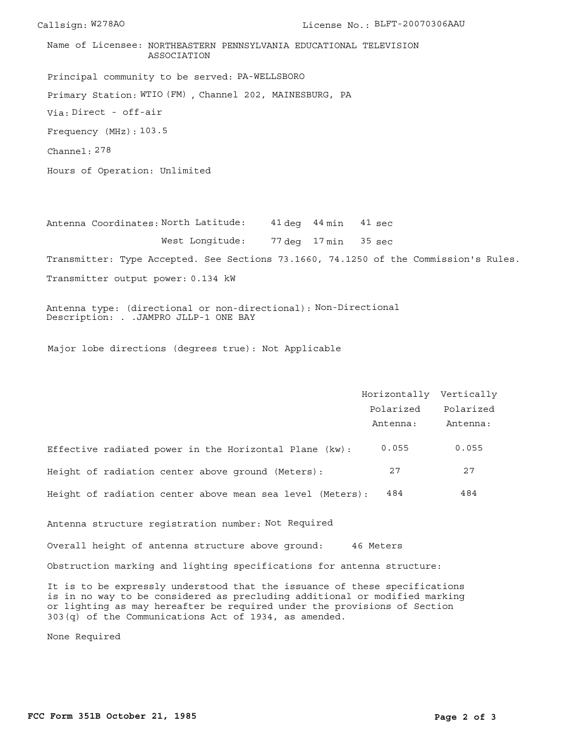Callsign: W278AO License No.: BLFT-20070306AAU

Name of Licensee: NORTHEASTERN PENNSYLVANIA EDUCATIONAL TELEVISION ASSOCIATION

Principal community to be served: PA-WELLSBORO

Primary Station: WTIO (FM) , Channel 202, MAINESBURG, PA

Via: Direct - off-air

Frequency (MHz): 103.5

Channel: 278

Hours of Operation: Unlimited

Antenna Coordinates: North Latitude: 41 deg 44 min 41 sec

West Longitude: 77 deg 17 min 35 sec

Transmitter: Type Accepted. See Sections 73.1660, 74.1250 of the Commission's Rules.

Transmitter output power: 0.134 kW

Antenna type: (directional or non-directional): Non-Directional
Description: . .JAMPRO JLLP-1 ONE BAY

Major lobe directions (degrees true): Not Applicable

| | Horizontally Polarized Antenna: | Vertically Polarized Antenna: |
|---|---|---|
| Effective radiated power in the Horizontal Plane (kw): | 0.055 | 0.055 |
| Height of radiation center above ground (Meters): | 27 | 27 |
| Height of radiation center above mean sea level (Meters): | 484 | 484 |

Antenna structure registration number: Not Required

Overall height of antenna structure above ground: 46 Meters

Obstruction marking and lighting specifications for antenna structure:

It is to be expressly understood that the issuance of these specifications is in no way to be considered as precluding additional or modified marking or lighting as may hereafter be required under the provisions of Section 303(q) of the Communications Act of 1934, as amended.

None Required

**FCC Form 351B October 21, 1985**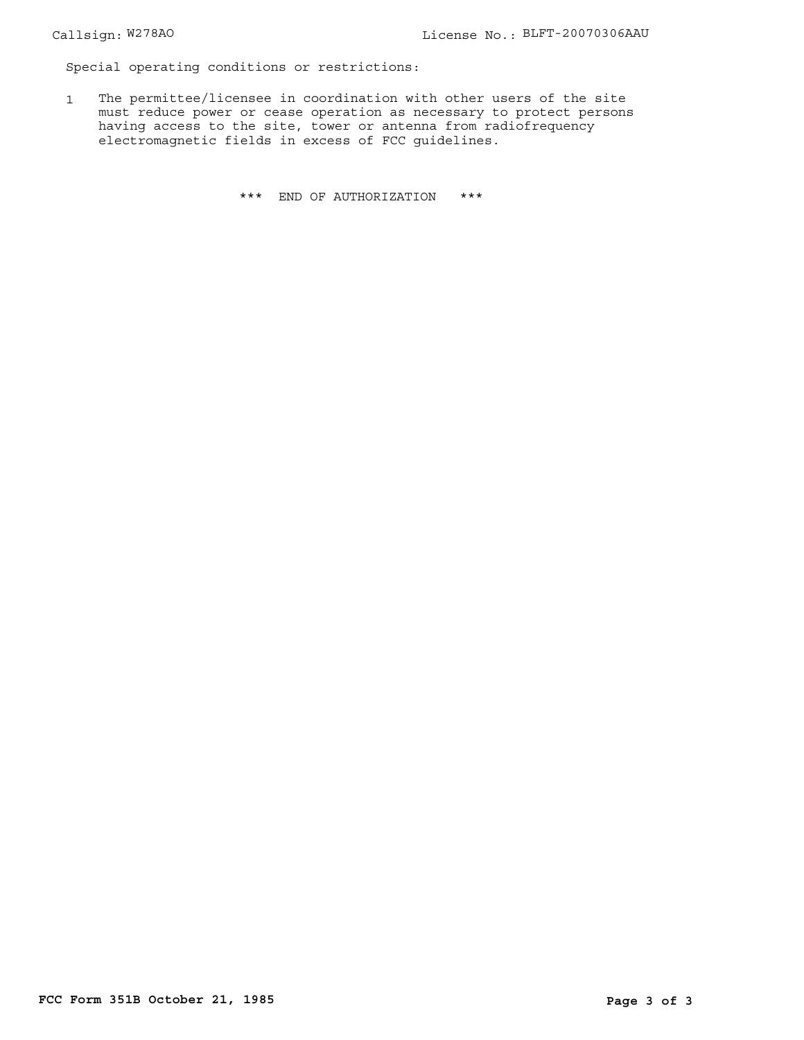Callsign: W278AO License No.: BLFT-20070306AAU

Special operating conditions or restrictions:

1. The permittee/licensee in coordination with other users of the site must reduce power or cease operation as necessary to protect persons having access to the site, tower or antenna from radiofrequency electromagnetic fields in excess of FCC guidelines.

*** END OF AUTHORIZATION ***

FCC Form 351B October 21, 1985